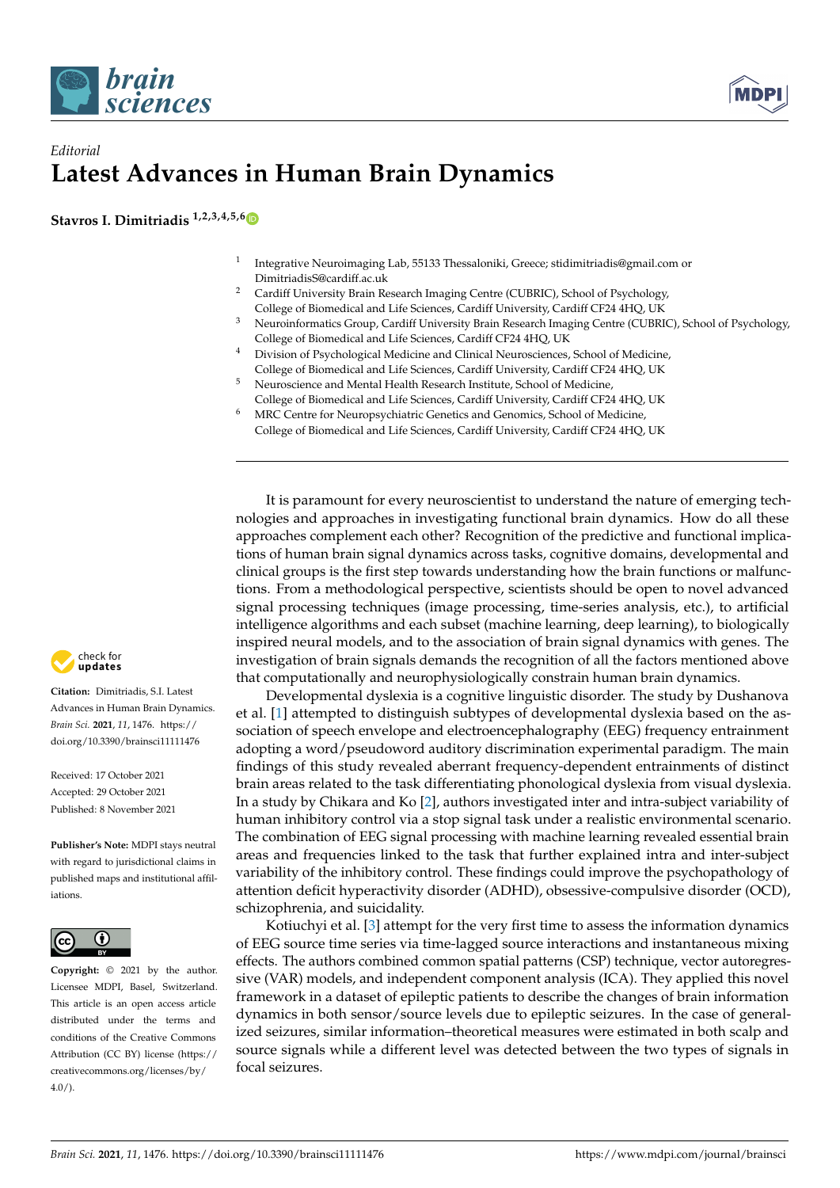*Editorial*

# Latest Advances in Human Brain Dynamics

**Stavros I. Dimitriadis** [1,2,3,4,5,6]

1 Integrative Neuroimaging Lab, 55133 Thessaloniki, Greece; stidimitriadis@gmail.com or DimitriadisS@cardiff.ac.uk
2 Cardiff University Brain Research Imaging Centre (CUBRIC), School of Psychology, College of Biomedical and Life Sciences, Cardiff University, Cardiff CF24 4HQ, UK
3 Neuroinformatics Group, Cardiff University Brain Research Imaging Centre (CUBRIC), School of Psychology, College of Biomedical and Life Sciences, Cardiff University, Cardiff CF24 4HQ, UK
4 Division of Psychological Medicine and Clinical Neurosciences, School of Medicine, College of Biomedical and Life Sciences, Cardiff University, Cardiff CF24 4HQ, UK
5 Neuroscience and Mental Health Research Institute, School of Medicine, College of Biomedical and Life Sciences, Cardiff University, Cardiff CF24 4HQ, UK
6 MRC Centre for Neuropsychiatric Genetics and Genomics, School of Medicine, College of Biomedical and Life Sciences, Cardiff University, Cardiff CF24 4HQ, UK

**Citation:** Dimitriadis, S.I. Latest Advances in Human Brain Dynamics. *Brain Sci.* **2021**, *11*, 1476. https://doi.org/10.3390/brainsci11111476

Received: 17 October 2021
Accepted: 29 October 2021
Published: 8 November 2021

**Publisher's Note:** MDPI stays neutral with regard to jurisdictional claims in published maps and institutional affiliations.

**Copyright:** © 2021 by the author. Licensee MDPI, Basel, Switzerland. This article is an open access article distributed under the terms and conditions of the Creative Commons Attribution (CC BY) license (https://creativecommons.org/licenses/by/4.0/).

It is paramount for every neuroscientist to understand the nature of emerging technologies and approaches in investigating functional brain dynamics. How do all these approaches complement each other? Recognition of the predictive and functional implications of human brain signal dynamics across tasks, cognitive domains, developmental and clinical groups is the first step towards understanding how the brain functions or malfunctions. From a methodological perspective, scientists should be open to novel advanced signal processing techniques (image processing, time-series analysis, etc.), to artificial intelligence algorithms and each subset (machine learning, deep learning), to biologically inspired neural models, and to the association of brain signal dynamics with genes. The investigation of brain signals demands the recognition of all the factors mentioned above that computationally and neurophysiologically constrain human brain dynamics.

Developmental dyslexia is a cognitive linguistic disorder. The study by Dushanova et al. [1] attempted to distinguish subtypes of developmental dyslexia based on the association of speech envelope and electroencephalography (EEG) frequency entrainment adopting a word/pseudoword auditory discrimination experimental paradigm. The main findings of this study revealed aberrant frequency-dependent entrainments of distinct brain areas related to the task differentiating phonological dyslexia from visual dyslexia. In a study by Chikara and Ko [2], authors investigated inter and intra-subject variability of human inhibitory control via a stop signal task under a realistic environmental scenario. The combination of EEG signal processing with machine learning revealed essential brain areas and frequencies linked to the task that further explained intra and inter-subject variability of the inhibitory control. These findings could improve the psychopathology of attention deficit hyperactivity disorder (ADHD), obsessive-compulsive disorder (OCD), schizophrenia, and suicidality.

Kotiuchyi et al. [3] attempt for the very first time to assess the information dynamics of EEG source time series via time-lagged source interactions and instantaneous mixing effects. The authors combined common spatial patterns (CSP) technique, vector autoregressive (VAR) models, and independent component analysis (ICA). They applied this novel framework in a dataset of epileptic patients to describe the changes of brain information dynamics in both sensor/source levels due to epileptic seizures. In the case of generalized seizures, similar information–theoretical measures were estimated in both scalp and source signals while a different level was detected between the two types of signals in focal seizures.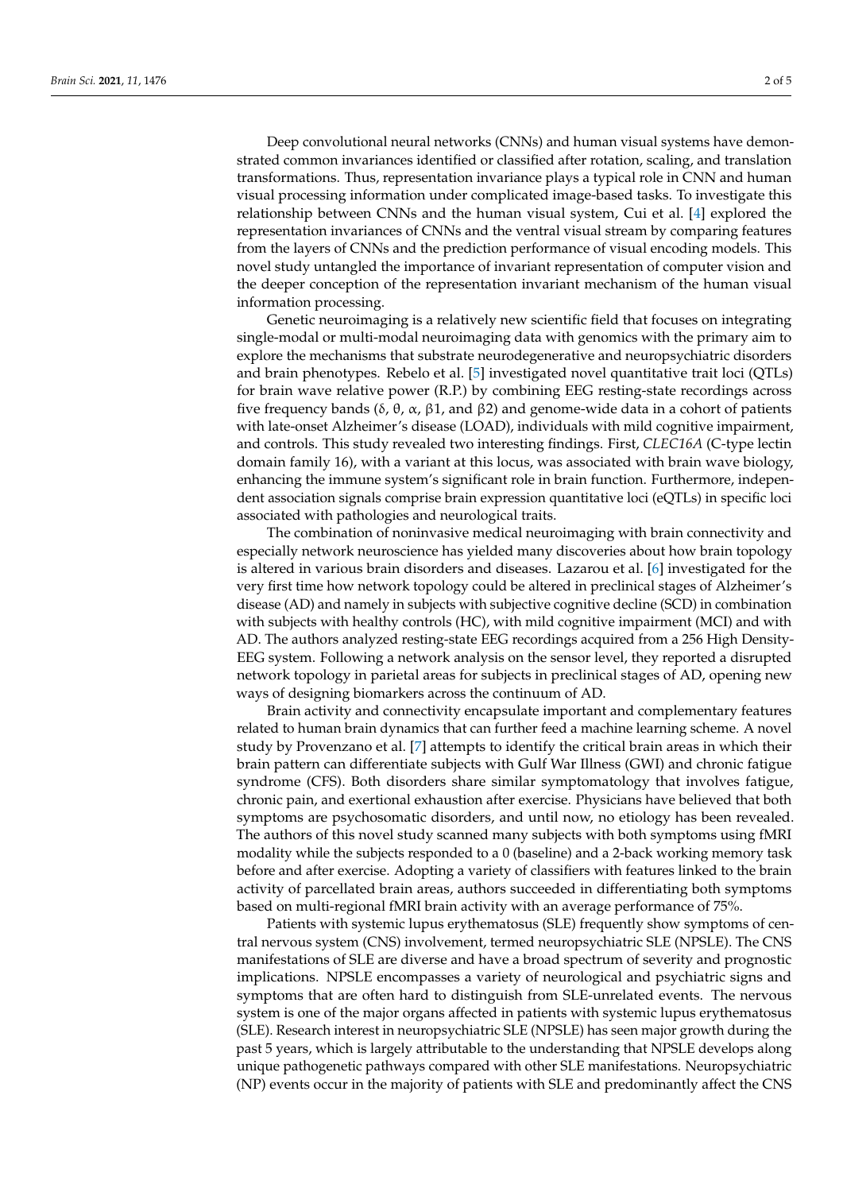Deep convolutional neural networks (CNNs) and human visual systems have demonstrated common invariances identified or classified after rotation, scaling, and translation transformations. Thus, representation invariance plays a typical role in CNN and human visual processing information under complicated image-based tasks. To investigate this relationship between CNNs and the human visual system, Cui et al. [4] explored the representation invariances of CNNs and the ventral visual stream by comparing features from the layers of CNNs and the prediction performance of visual encoding models. This novel study untangled the importance of invariant representation of computer vision and the deeper conception of the representation invariant mechanism of the human visual information processing.

Genetic neuroimaging is a relatively new scientific field that focuses on integrating single-modal or multi-modal neuroimaging data with genomics with the primary aim to explore the mechanisms that substrate neurodegenerative and neuropsychiatric disorders and brain phenotypes. Rebelo et al. [5] investigated novel quantitative trait loci (QTLs) for brain wave relative power (R.P.) by combining EEG resting-state recordings across five frequency bands (δ, θ, α, β1, and β2) and genome-wide data in a cohort of patients with late-onset Alzheimer's disease (LOAD), individuals with mild cognitive impairment, and controls. This study revealed two interesting findings. First, *CLEC16A* (C-type lectin domain family 16), with a variant at this locus, was associated with brain wave biology, enhancing the immune system's significant role in brain function. Furthermore, independent association signals comprise brain expression quantitative loci (eQTLs) in specific loci associated with pathologies and neurological traits.

The combination of noninvasive medical neuroimaging with brain connectivity and especially network neuroscience has yielded many discoveries about how brain topology is altered in various brain disorders and diseases. Lazarou et al. [6] investigated for the very first time how network topology could be altered in preclinical stages of Alzheimer's disease (AD) and namely in subjects with subjective cognitive decline (SCD) in combination with subjects with healthy controls (HC), with mild cognitive impairment (MCI) and with AD. The authors analyzed resting-state EEG recordings acquired from a 256 High Density-EEG system. Following a network analysis on the sensor level, they reported a disrupted network topology in parietal areas for subjects in preclinical stages of AD, opening new ways of designing biomarkers across the continuum of AD.

Brain activity and connectivity encapsulate important and complementary features related to human brain dynamics that can further feed a machine learning scheme. A novel study by Provenzano et al. [7] attempts to identify the critical brain areas in which their brain pattern can differentiate subjects with Gulf War Illness (GWI) and chronic fatigue syndrome (CFS). Both disorders share similar symptomatology that involves fatigue, chronic pain, and exertional exhaustion after exercise. Physicians have believed that both symptoms are psychosomatic disorders, and until now, no etiology has been revealed. The authors of this novel study scanned many subjects with both symptoms using fMRI modality while the subjects responded to a 0 (baseline) and a 2-back working memory task before and after exercise. Adopting a variety of classifiers with features linked to the brain activity of parcellated brain areas, authors succeeded in differentiating both symptoms based on multi-regional fMRI brain activity with an average performance of 75%.

Patients with systemic lupus erythematosus (SLE) frequently show symptoms of central nervous system (CNS) involvement, termed neuropsychiatric SLE (NPSLE). The CNS manifestations of SLE are diverse and have a broad spectrum of severity and prognostic implications. NPSLE encompasses a variety of neurological and psychiatric signs and symptoms that are often hard to distinguish from SLE-unrelated events. The nervous system is one of the major organs affected in patients with systemic lupus erythematosus (SLE). Research interest in neuropsychiatric SLE (NPSLE) has seen major growth during the past 5 years, which is largely attributable to the understanding that NPSLE develops along unique pathogenetic pathways compared with other SLE manifestations. Neuropsychiatric (NP) events occur in the majority of patients with SLE and predominantly affect the CNS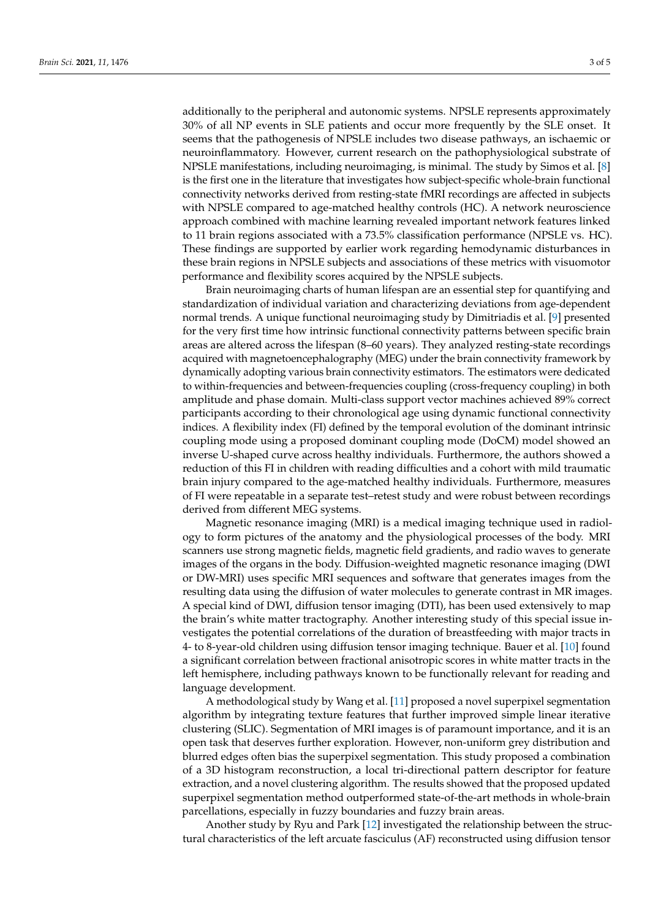additionally to the peripheral and autonomic systems. NPSLE represents approximately 30% of all NP events in SLE patients and occur more frequently by the SLE onset. It seems that the pathogenesis of NPSLE includes two disease pathways, an ischaemic or neuroinflammatory. However, current research on the pathophysiological substrate of NPSLE manifestations, including neuroimaging, is minimal. The study by Simos et al. [8] is the first one in the literature that investigates how subject-specific whole-brain functional connectivity networks derived from resting-state fMRI recordings are affected in subjects with NPSLE compared to age-matched healthy controls (HC). A network neuroscience approach combined with machine learning revealed important network features linked to 11 brain regions associated with a 73.5% classification performance (NPSLE vs. HC). These findings are supported by earlier work regarding hemodynamic disturbances in these brain regions in NPSLE subjects and associations of these metrics with visuomotor performance and flexibility scores acquired by the NPSLE subjects.

Brain neuroimaging charts of human lifespan are an essential step for quantifying and standardization of individual variation and characterizing deviations from age-dependent normal trends. A unique functional neuroimaging study by Dimitriadis et al. [9] presented for the very first time how intrinsic functional connectivity patterns between specific brain areas are altered across the lifespan (8–60 years). They analyzed resting-state recordings acquired with magnetoencephalography (MEG) under the brain connectivity framework by dynamically adopting various brain connectivity estimators. The estimators were dedicated to within-frequencies and between-frequencies coupling (cross-frequency coupling) in both amplitude and phase domain. Multi-class support vector machines achieved 89% correct participants according to their chronological age using dynamic functional connectivity indices. A flexibility index (FI) defined by the temporal evolution of the dominant intrinsic coupling mode using a proposed dominant coupling mode (DoCM) model showed an inverse U-shaped curve across healthy individuals. Furthermore, the authors showed a reduction of this FI in children with reading difficulties and a cohort with mild traumatic brain injury compared to the age-matched healthy individuals. Furthermore, measures of FI were repeatable in a separate test–retest study and were robust between recordings derived from different MEG systems.

Magnetic resonance imaging (MRI) is a medical imaging technique used in radiology to form pictures of the anatomy and the physiological processes of the body. MRI scanners use strong magnetic fields, magnetic field gradients, and radio waves to generate images of the organs in the body. Diffusion-weighted magnetic resonance imaging (DWI or DW-MRI) uses specific MRI sequences and software that generates images from the resulting data using the diffusion of water molecules to generate contrast in MR images. A special kind of DWI, diffusion tensor imaging (DTI), has been used extensively to map the brain's white matter tractography. Another interesting study of this special issue investigates the potential correlations of the duration of breastfeeding with major tracts in 4- to 8-year-old children using diffusion tensor imaging technique. Bauer et al. [10] found a significant correlation between fractional anisotropic scores in white matter tracts in the left hemisphere, including pathways known to be functionally relevant for reading and language development.

A methodological study by Wang et al. [11] proposed a novel superpixel segmentation algorithm by integrating texture features that further improved simple linear iterative clustering (SLIC). Segmentation of MRI images is of paramount importance, and it is an open task that deserves further exploration. However, non-uniform grey distribution and blurred edges often bias the superpixel segmentation. This study proposed a combination of a 3D histogram reconstruction, a local tri-directional pattern descriptor for feature extraction, and a novel clustering algorithm. The results showed that the proposed updated superpixel segmentation method outperformed state-of-the-art methods in whole-brain parcellations, especially in fuzzy boundaries and fuzzy brain areas.

Another study by Ryu and Park [12] investigated the relationship between the structural characteristics of the left arcuate fasciculus (AF) reconstructed using diffusion tensor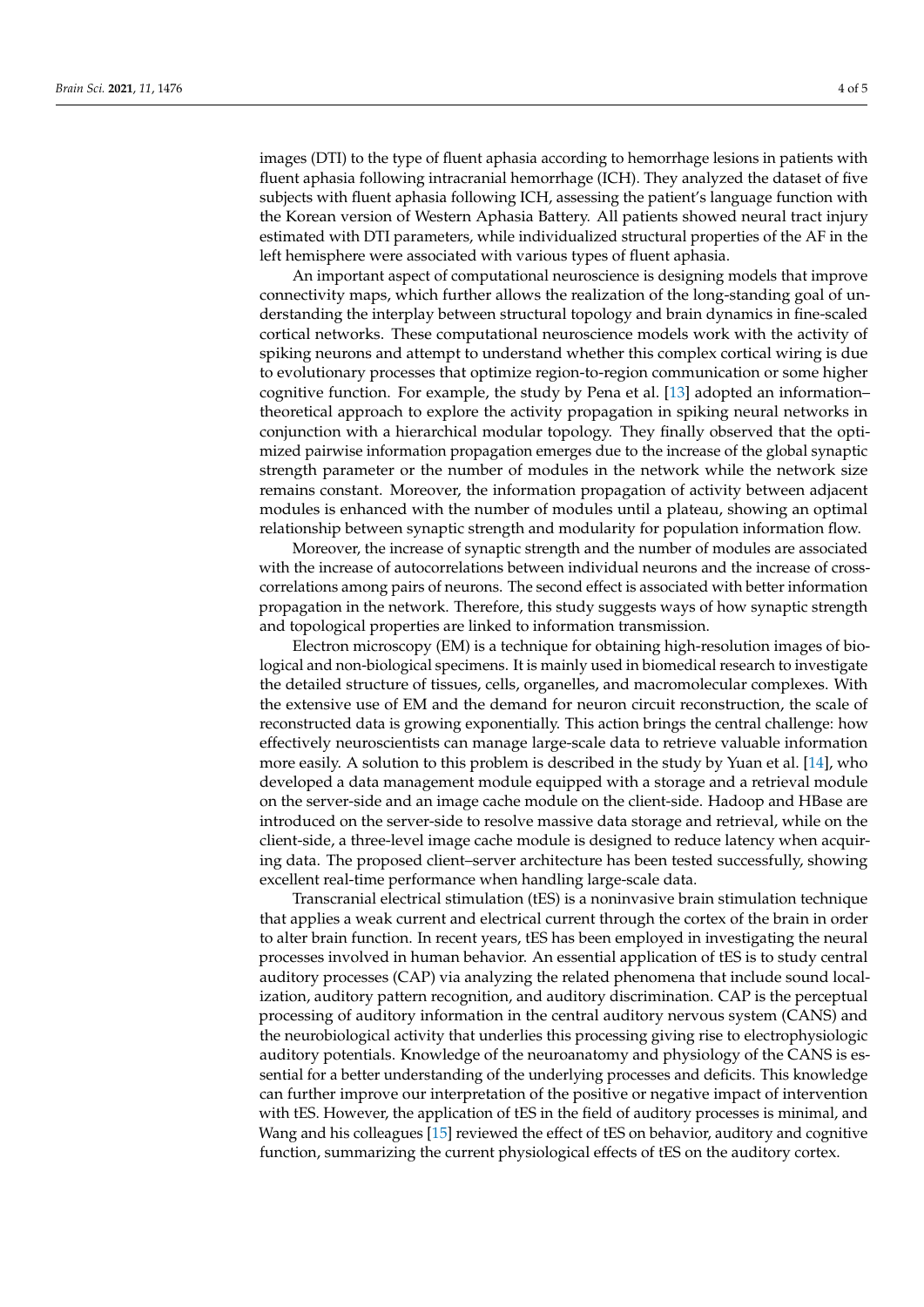images (DTI) to the type of fluent aphasia according to hemorrhage lesions in patients with fluent aphasia following intracranial hemorrhage (ICH). They analyzed the dataset of five subjects with fluent aphasia following ICH, assessing the patient's language function with the Korean version of Western Aphasia Battery. All patients showed neural tract injury estimated with DTI parameters, while individualized structural properties of the AF in the left hemisphere were associated with various types of fluent aphasia.

An important aspect of computational neuroscience is designing models that improve connectivity maps, which further allows the realization of the long-standing goal of understanding the interplay between structural topology and brain dynamics in fine-scaled cortical networks. These computational neuroscience models work with the activity of spiking neurons and attempt to understand whether this complex cortical wiring is due to evolutionary processes that optimize region-to-region communication or some higher cognitive function. For example, the study by Pena et al. [13] adopted an information–theoretical approach to explore the activity propagation in spiking neural networks in conjunction with a hierarchical modular topology. They finally observed that the optimized pairwise information propagation emerges due to the increase of the global synaptic strength parameter or the number of modules in the network while the network size remains constant. Moreover, the information propagation of activity between adjacent modules is enhanced with the number of modules until a plateau, showing an optimal relationship between synaptic strength and modularity for population information flow.

Moreover, the increase of synaptic strength and the number of modules are associated with the increase of autocorrelations between individual neurons and the increase of cross-correlations among pairs of neurons. The second effect is associated with better information propagation in the network. Therefore, this study suggests ways of how synaptic strength and topological properties are linked to information transmission.

Electron microscopy (EM) is a technique for obtaining high-resolution images of biological and non-biological specimens. It is mainly used in biomedical research to investigate the detailed structure of tissues, cells, organelles, and macromolecular complexes. With the extensive use of EM and the demand for neuron circuit reconstruction, the scale of reconstructed data is growing exponentially. This action brings the central challenge: how effectively neuroscientists can manage large-scale data to retrieve valuable information more easily. A solution to this problem is described in the study by Yuan et al. [14], who developed a data management module equipped with a storage and a retrieval module on the server-side and an image cache module on the client-side. Hadoop and HBase are introduced on the server-side to resolve massive data storage and retrieval, while on the client-side, a three-level image cache module is designed to reduce latency when acquiring data. The proposed client–server architecture has been tested successfully, showing excellent real-time performance when handling large-scale data.

Transcranial electrical stimulation (tES) is a noninvasive brain stimulation technique that applies a weak current and electrical current through the cortex of the brain in order to alter brain function. In recent years, tES has been employed in investigating the neural processes involved in human behavior. An essential application of tES is to study central auditory processes (CAP) via analyzing the related phenomena that include sound localization, auditory pattern recognition, and auditory discrimination. CAP is the perceptual processing of auditory information in the central auditory nervous system (CANS) and the neurobiological activity that underlies this processing giving rise to electrophysiologic auditory potentials. Knowledge of the neuroanatomy and physiology of the CANS is essential for a better understanding of the underlying processes and deficits. This knowledge can further improve our interpretation of the positive or negative impact of intervention with tES. However, the application of tES in the field of auditory processes is minimal, and Wang and his colleagues [15] reviewed the effect of tES on behavior, auditory and cognitive function, summarizing the current physiological effects of tES on the auditory cortex.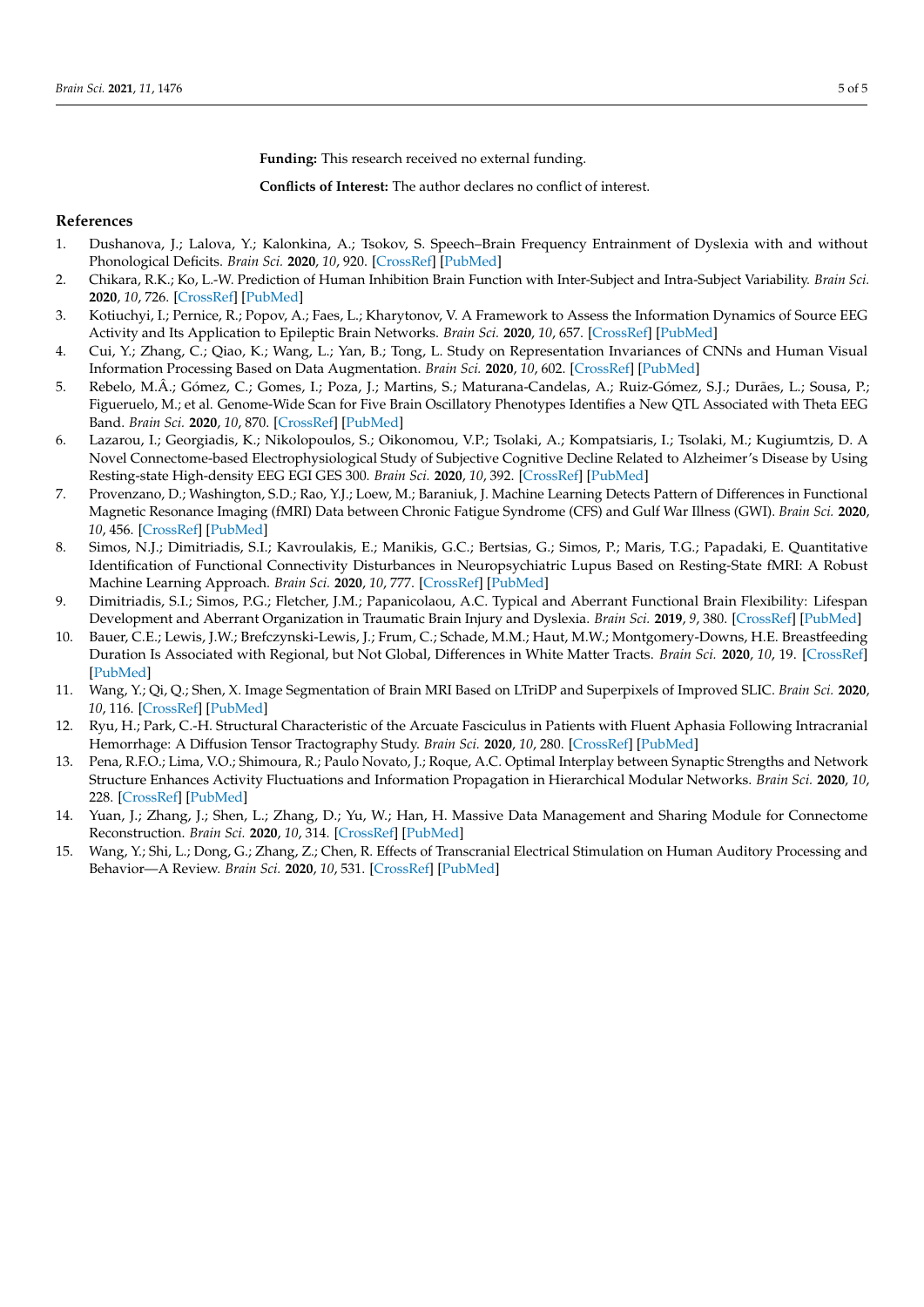**Funding:** This research received no external funding.

**Conflicts of Interest:** The author declares no conflict of interest.

## References

1. Dushanova, J.; Lalova, Y.; Kalonkina, A.; Tsokov, S. Speech–Brain Frequency Entrainment of Dyslexia with and without Phonological Deficits. *Brain Sci.* **2020**, *10*, 920. [CrossRef] [PubMed]
2. Chikara, R.K.; Ko, L.-W. Prediction of Human Inhibition Brain Function with Inter-Subject and Intra-Subject Variability. *Brain Sci.* **2020**, *10*, 726. [CrossRef] [PubMed]
3. Kotiuchyi, I.; Pernice, R.; Popov, A.; Faes, L.; Kharytonov, V. A Framework to Assess the Information Dynamics of Source EEG Activity and Its Application to Epileptic Brain Networks. *Brain Sci.* **2020**, *10*, 657. [CrossRef] [PubMed]
4. Cui, Y.; Zhang, C.; Qiao, K.; Wang, L.; Yan, B.; Tong, L. Study on Representation Invariances of CNNs and Human Visual Information Processing Based on Data Augmentation. *Brain Sci.* **2020**, *10*, 602. [CrossRef] [PubMed]
5. Rebelo, M.Â.; Gómez, C.; Gomes, I.; Poza, J.; Martins, S.; Maturana-Candelas, A.; Ruiz-Gómez, S.J.; Durães, L.; Sousa, P.; Figueruelo, M.; et al. Genome-Wide Scan for Five Brain Oscillatory Phenotypes Identifies a New QTL Associated with Theta EEG Band. *Brain Sci.* **2020**, *10*, 870. [CrossRef] [PubMed]
6. Lazarou, I.; Georgiadis, K.; Nikolopoulos, S.; Oikonomou, V.P.; Tsolaki, A.; Kompatsiaris, I.; Tsolaki, M.; Kugiumtzis, D. A Novel Connectome-based Electrophysiological Study of Subjective Cognitive Decline Related to Alzheimer's Disease by Using Resting-state High-density EEG EGI GES 300. *Brain Sci.* **2020**, *10*, 392. [CrossRef] [PubMed]
7. Provenzano, D.; Washington, S.D.; Rao, Y.J.; Loew, M.; Baraniuk, J. Machine Learning Detects Pattern of Differences in Functional Magnetic Resonance Imaging (fMRI) Data between Chronic Fatigue Syndrome (CFS) and Gulf War Illness (GWI). *Brain Sci.* **2020**, *10*, 456. [CrossRef] [PubMed]
8. Simos, N.J.; Dimitriadis, S.I.; Kavroulakis, E.; Manikis, G.C.; Bertsias, G.; Simos, P.; Maris, T.G.; Papadaki, E. Quantitative Identification of Functional Connectivity Disturbances in Neuropsychiatric Lupus Based on Resting-State fMRI: A Robust Machine Learning Approach. *Brain Sci.* **2020**, *10*, 777. [CrossRef] [PubMed]
9. Dimitriadis, S.I.; Simos, P.G.; Fletcher, J.M.; Papanicolaou, A.C. Typical and Aberrant Functional Brain Flexibility: Lifespan Development and Aberrant Organization in Traumatic Brain Injury and Dyslexia. *Brain Sci.* **2019**, *9*, 380. [CrossRef] [PubMed]
10. Bauer, C.E.; Lewis, J.W.; Brefczynski-Lewis, J.; Frum, C.; Schade, M.M.; Haut, M.W.; Montgomery-Downs, H.E. Breastfeeding Duration Is Associated with Regional, but Not Global, Differences in White Matter Tracts. *Brain Sci.* **2020**, *10*, 19. [CrossRef] [PubMed]
11. Wang, Y.; Qi, Q.; Shen, X. Image Segmentation of Brain MRI Based on LTriDP and Superpixels of Improved SLIC. *Brain Sci.* **2020**, *10*, 116. [CrossRef] [PubMed]
12. Ryu, H.; Park, C.-H. Structural Characteristic of the Arcuate Fasciculus in Patients with Fluent Aphasia Following Intracranial Hemorrhage: A Diffusion Tensor Tractography Study. *Brain Sci.* **2020**, *10*, 280. [CrossRef] [PubMed]
13. Pena, R.F.O.; Lima, V.O.; Shimoura, R.; Paulo Novato, J.; Roque, A.C. Optimal Interplay between Synaptic Strengths and Network Structure Enhances Activity Fluctuations and Information Propagation in Hierarchical Modular Networks. *Brain Sci.* **2020**, *10*, 228. [CrossRef] [PubMed]
14. Yuan, J.; Zhang, J.; Shen, L.; Zhang, D.; Yu, W.; Han, H. Massive Data Management and Sharing Module for Connectome Reconstruction. *Brain Sci.* **2020**, *10*, 314. [CrossRef] [PubMed]
15. Wang, Y.; Shi, L.; Dong, G.; Zhang, Z.; Chen, R. Effects of Transcranial Electrical Stimulation on Human Auditory Processing and Behavior—A Review. *Brain Sci.* **2020**, *10*, 531. [CrossRef] [PubMed]